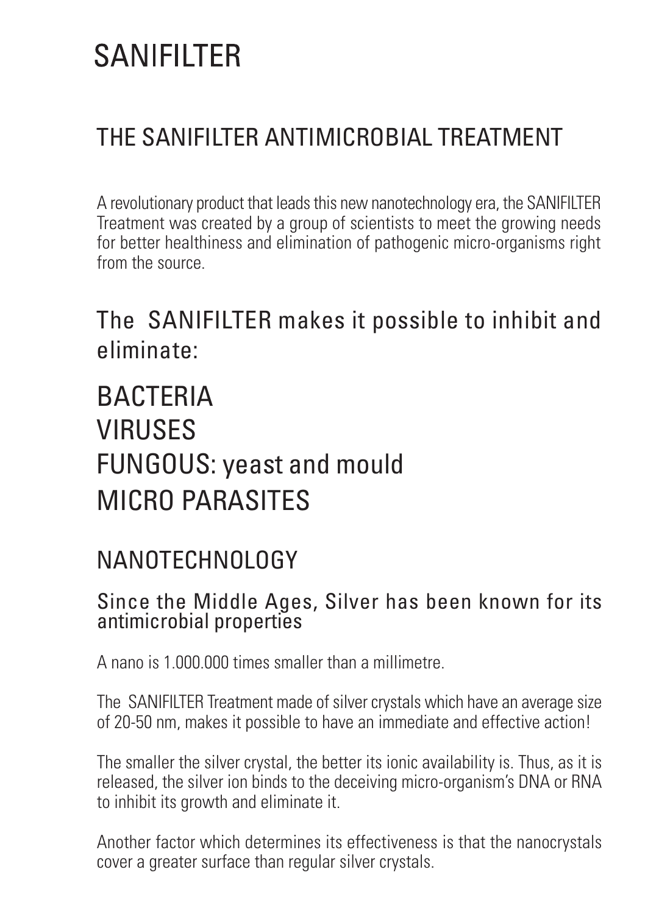# SANIFILTER

## THE SANIFILTER ANTIMICROBIAL TREATMENT

A revolutionary product that leads this new nanotechnology era, the SANIFILTER Treatment was created by a group of scientists to meet the growing needs for better healthiness and elimination of pathogenic micro-organisms right from the source.

### The SANIFILTER makes it possible to inhibit and eliminate:

## BACTERIA
## VIRUSES
## FUNGOUS: yeast and mould
## MICRO PARASITES

## NANOTECHNOLOGY

### Since the Middle Ages, Silver has been known for its antimicrobial properties

A nano is 1.000.000 times smaller than a millimetre.

The SANIFILTER Treatment made of silver crystals which have an average size of 20-50 nm, makes it possible to have an immediate and effective action!

The smaller the silver crystal, the better its ionic availability is. Thus, as it is released, the silver ion binds to the deceiving micro-organism's DNA or RNA to inhibit its growth and eliminate it.

Another factor which determines its effectiveness is that the nanocrystals cover a greater surface than regular silver crystals.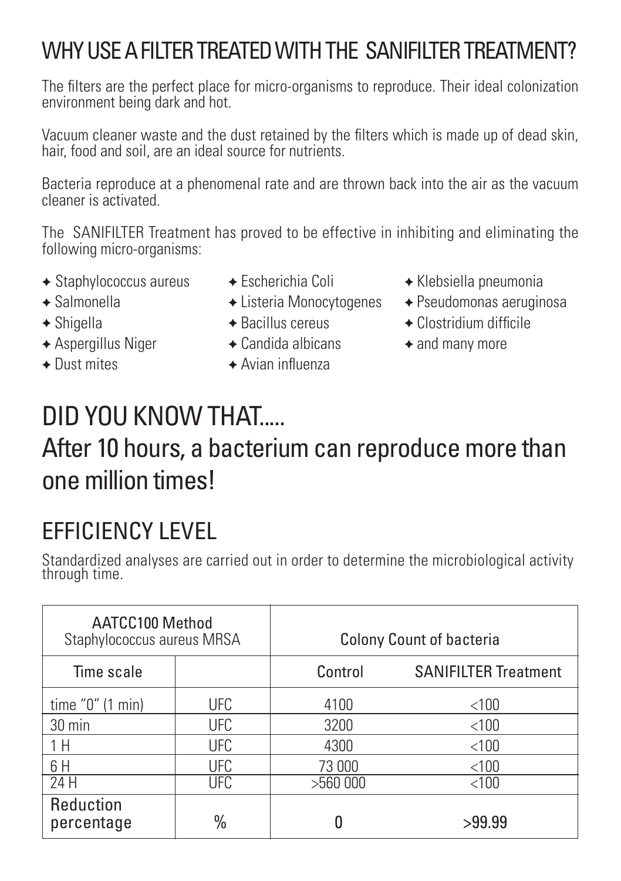# WHY USE A FILTER TREATED WITH THE SANIFILTER TREATMENT?

The filters are the perfect place for micro-organisms to reproduce. Their ideal colonization environment being dark and hot.

Vacuum cleaner waste and the dust retained by the filters which is made up of dead skin, hair, food and soil, are an ideal source for nutrients.

Bacteria reproduce at a phenomenal rate and are thrown back into the air as the vacuum cleaner is activated.

The SANIFILTER Treatment has proved to be effective in inhibiting and eliminating the following micro-organisms:

- Staphylococcus aureus
- Salmonella
- Shigella
- Aspergillus Niger
- Dust mites
- Escherichia Coli
- Listeria Monocytogenes
- Bacillus cereus
- Candida albicans
- Avian influenza
- Klebsiella pneumonia
- Pseudomonas aeruginosa
- Clostridium difficile
- and many more

# DID YOU KNOW THAT.....

## After 10 hours, a bacterium can reproduce more than one million times!

# EFFICIENCY LEVEL

Standardized analyses are carried out in order to determine the microbiological activity through time.

| AATCC100 Method Staphylococcus aureus MRSA | | Colony Count of bacteria | |
|---|---|---|---|
| Time scale | | Control | SANIFILTER Treatment |
| time "0" (1 min) | UFC | 4100 | <100 |
| 30 min | UFC | 3200 | <100 |
| 1 H | UFC | 4300 | <100 |
| 6 H | UFC | 73 000 | <100 |
| 24 H | UFC | >560 000 | <100 |
| Reduction percentage | % | 0 | >99.99 |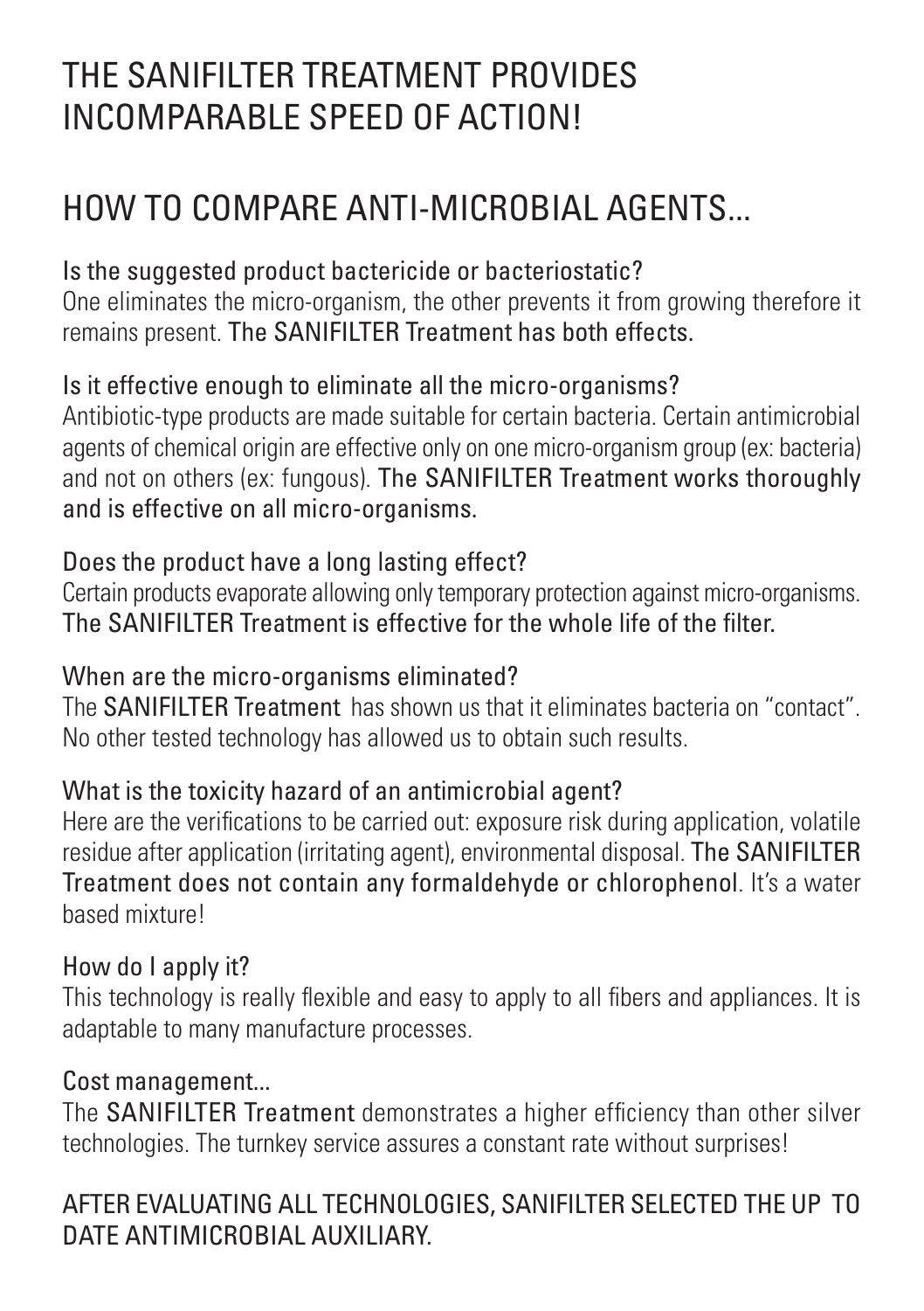# THE SANIFILTER TREATMENT PROVIDES INCOMPARABLE SPEED OF ACTION!

# HOW TO COMPARE ANTI-MICROBIAL AGENTS...

### Is the suggested product bactericide or bacteriostatic?

One eliminates the micro-organism, the other prevents it from growing therefore it remains present. **The SANIFILTER Treatment has both effects.**

### Is it effective enough to eliminate all the micro-organisms?

Antibiotic-type products are made suitable for certain bacteria. Certain antimicrobial agents of chemical origin are effective only on one micro-organism group (ex: bacteria) and not on others (ex: fungous). **The SANIFILTER Treatment works thoroughly and is effective on all micro-organisms.**

### Does the product have a long lasting effect?

Certain products evaporate allowing only temporary protection against micro-organisms. **The SANIFILTER Treatment is effective for the whole life of the filter.**

### When are the micro-organisms eliminated?

The **SANIFILTER Treatment** has shown us that it eliminates bacteria on "contact". No other tested technology has allowed us to obtain such results.

### What is the toxicity hazard of an antimicrobial agent?

Here are the verifications to be carried out: exposure risk during application, volatile residue after application (irritating agent), environmental disposal. **The SANIFILTER Treatment does not contain any formaldehyde or chlorophenol**. It's a water based mixture!

### How do I apply it?

This technology is really flexible and easy to apply to all fibers and appliances. It is adaptable to many manufacture processes.

### Cost management...

The **SANIFILTER Treatment** demonstrates a higher efficiency than other silver technologies. The turnkey service assures a constant rate without surprises!

## AFTER EVALUATING ALL TECHNOLOGIES, SANIFILTER SELECTED THE UP TO DATE ANTIMICROBIAL AUXILIARY.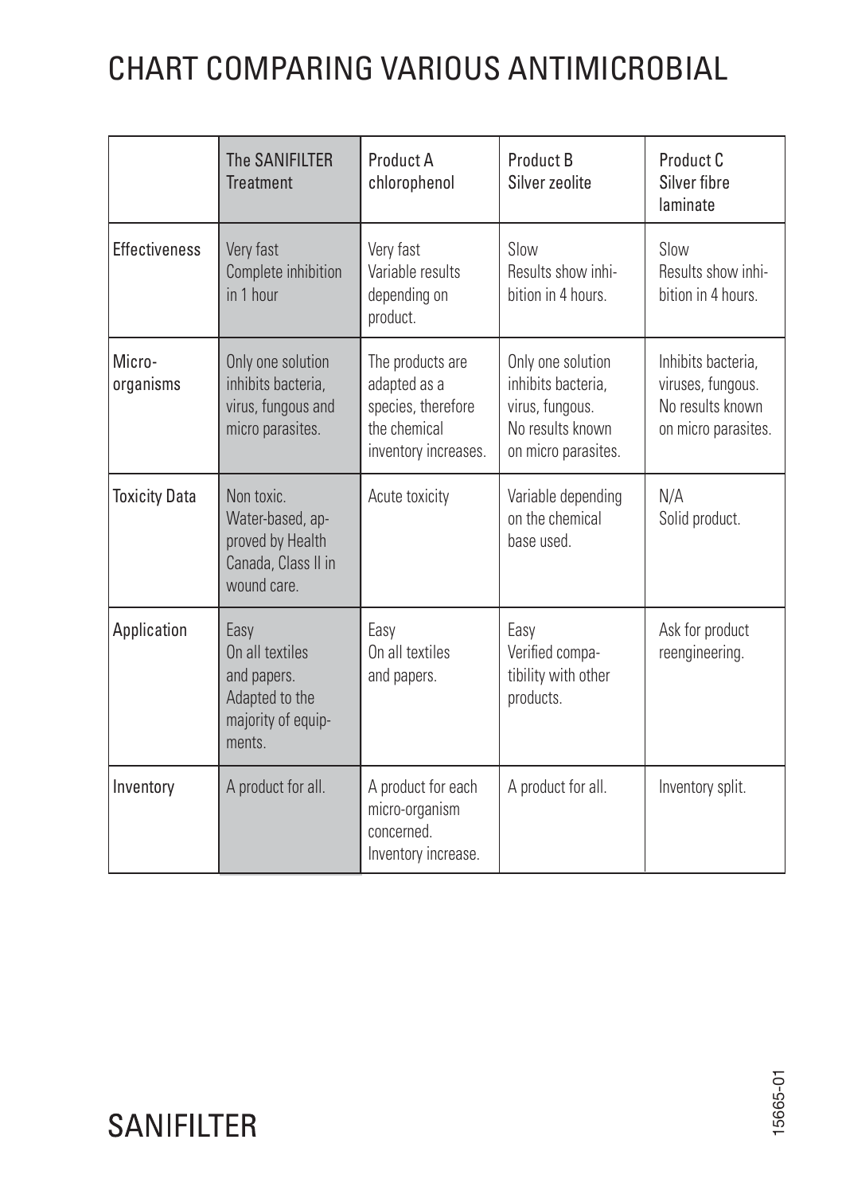# CHART COMPARING VARIOUS ANTIMICROBIAL

| | The SANIFILTER Treatment | Product A chlorophenol | Product B Silver zeolite | Product C Silver fibre laminate |
|---|---|---|---|---|
| Effectiveness | Very fast Complete inhibition in 1 hour | Very fast Variable results depending on product. | Slow Results show inhibition in 4 hours. | Slow Results show inhibition in 4 hours. |
| Micro-organisms | Only one solution inhibits bacteria, virus, fungous and micro parasites. | The products are adapted as a species, therefore the chemical inventory increases. | Only one solution inhibits bacteria, virus, fungous. No results known on micro parasites. | Inhibits bacteria, viruses, fungous. No results known on micro parasites. |
| Toxicity Data | Non toxic. Water-based, approved by Health Canada, Class II in wound care. | Acute toxicity | Variable depending on the chemical base used. | N/A Solid product. |
| Application | Easy On all textiles and papers. Adapted to the majority of equipments. | Easy On all textiles and papers. | Easy Verified compatibility with other products. | Ask for product reengineering. |
| Inventory | A product for all. | A product for each micro-organism concerned. Inventory increase. | A product for all. | Inventory split. |

SANIFILTER

15665-01